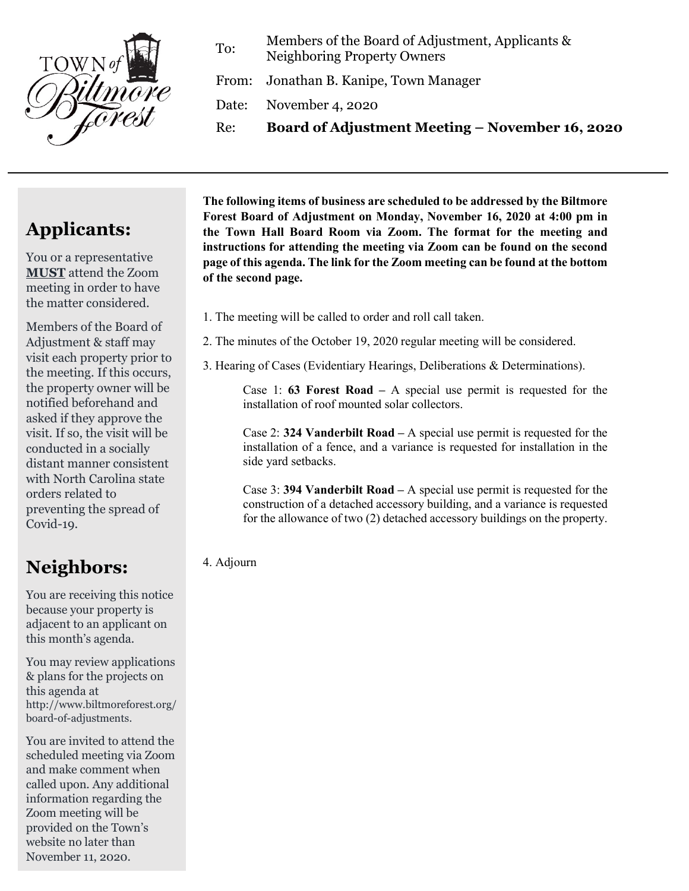TOWN of Biltmore Forest

To: Members of the Board of Adjustment, Applicants & Neighboring Property Owners

From: Jonathan B. Kanipe, Town Manager

Date: November 4, 2020

Re: **Board of Adjustment Meeting – November 16, 2020**

---

**The following items of business are scheduled to be addressed by the Biltmore Forest Board of Adjustment on Monday, November 16, 2020 at 4:00 pm in the Town Hall Board Room via Zoom. The format for the meeting and instructions for attending the meeting via Zoom can be found on the second page of this agenda. The link for the Zoom meeting can be found at the bottom of the second page.**

1. The meeting will be called to order and roll call taken.

2. The minutes of the October 19, 2020 regular meeting will be considered.

3. Hearing of Cases (Evidentiary Hearings, Deliberations & Determinations).

   Case 1: **63 Forest Road –** A special use permit is requested for the installation of roof mounted solar collectors.

   Case 2: **324 Vanderbilt Road –** A special use permit is requested for the installation of a fence, and a variance is requested for installation in the side yard setbacks.

   Case 3: **394 Vanderbilt Road –** A special use permit is requested for the construction of a detached accessory building, and a variance is requested for the allowance of two (2) detached accessory buildings on the property.

4. Adjourn

## Applicants:

You or a representative **MUST** attend the Zoom meeting in order to have the matter considered.

Members of the Board of Adjustment & staff may visit each property prior to the meeting. If this occurs, the property owner will be notified beforehand and asked if they approve the visit. If so, the visit will be conducted in a socially distant manner consistent with North Carolina state orders related to preventing the spread of Covid-19.

## Neighbors:

You are receiving this notice because your property is adjacent to an applicant on this month's agenda.

You may review applications & plans for the projects on this agenda at http://www.biltmoreforest.org/board-of-adjustments.

You are invited to attend the scheduled meeting via Zoom and make comment when called upon. Any additional information regarding the Zoom meeting will be provided on the Town's website no later than November 11, 2020.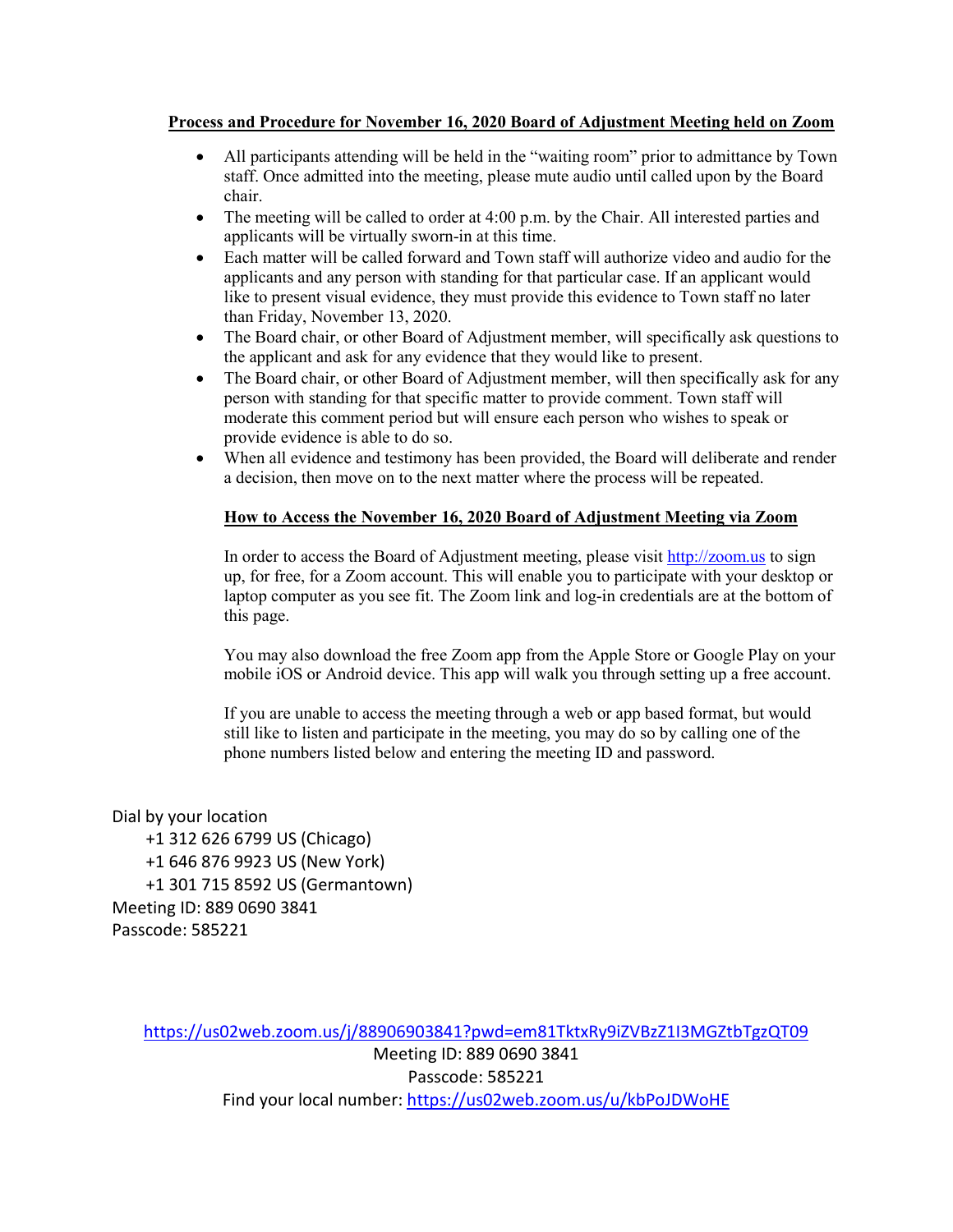**Process and Procedure for November 16, 2020 Board of Adjustment Meeting held on Zoom**

- All participants attending will be held in the "waiting room" prior to admittance by Town staff. Once admitted into the meeting, please mute audio until called upon by the Board chair.
- The meeting will be called to order at 4:00 p.m. by the Chair. All interested parties and applicants will be virtually sworn-in at this time.
- Each matter will be called forward and Town staff will authorize video and audio for the applicants and any person with standing for that particular case. If an applicant would like to present visual evidence, they must provide this evidence to Town staff no later than Friday, November 13, 2020.
- The Board chair, or other Board of Adjustment member, will specifically ask questions to the applicant and ask for any evidence that they would like to present.
- The Board chair, or other Board of Adjustment member, will then specifically ask for any person with standing for that specific matter to provide comment. Town staff will moderate this comment period but will ensure each person who wishes to speak or provide evidence is able to do so.
- When all evidence and testimony has been provided, the Board will deliberate and render a decision, then move on to the next matter where the process will be repeated.

**How to Access the November 16, 2020 Board of Adjustment Meeting via Zoom**

In order to access the Board of Adjustment meeting, please visit http://zoom.us to sign up, for free, for a Zoom account. This will enable you to participate with your desktop or laptop computer as you see fit. The Zoom link and log-in credentials are at the bottom of this page.

You may also download the free Zoom app from the Apple Store or Google Play on your mobile iOS or Android device. This app will walk you through setting up a free account.

If you are unable to access the meeting through a web or app based format, but would still like to listen and participate in the meeting, you may do so by calling one of the phone numbers listed below and entering the meeting ID and password.

Dial by your location
+1 312 626 6799 US (Chicago)
+1 646 876 9923 US (New York)
+1 301 715 8592 US (Germantown)
Meeting ID: 889 0690 3841
Passcode: 585221

https://us02web.zoom.us/j/88906903841?pwd=em81TktxRy9iZVBzZ1I3MGZtbTgzQT09
Meeting ID: 889 0690 3841
Passcode: 585221
Find your local number: https://us02web.zoom.us/u/kbPoJDWoHE